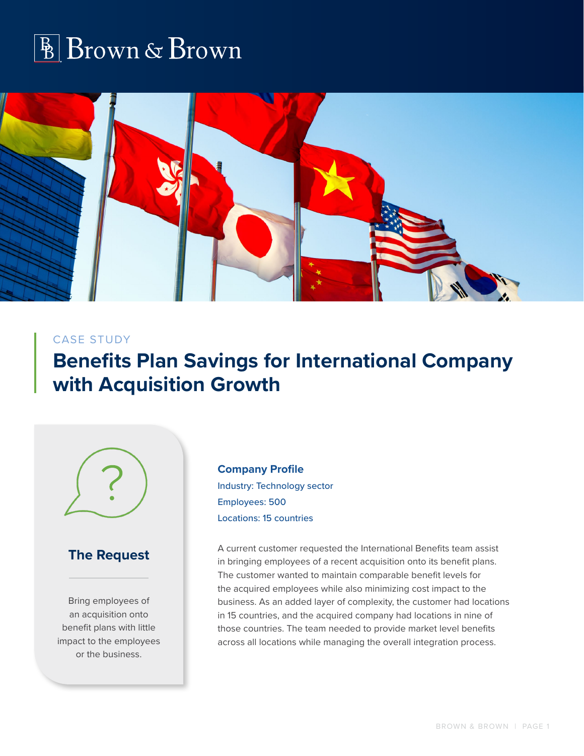Brown & Brown

CASE STUDY

# Benefits Plan Savings for International Company with Acquisition Growth

## The Request

Bring employees of an acquisition onto benefit plans with little impact to the employees or the business.

### Company Profile

Industry: Technology sector

Employees: 500

Locations: 15 countries

A current customer requested the International Benefits team assist in bringing employees of a recent acquisition onto its benefit plans. The customer wanted to maintain comparable benefit levels for the acquired employees while also minimizing cost impact to the business. As an added layer of complexity, the customer had locations in 15 countries, and the acquired company had locations in nine of those countries. The team needed to provide market level benefits across all locations while managing the overall integration process.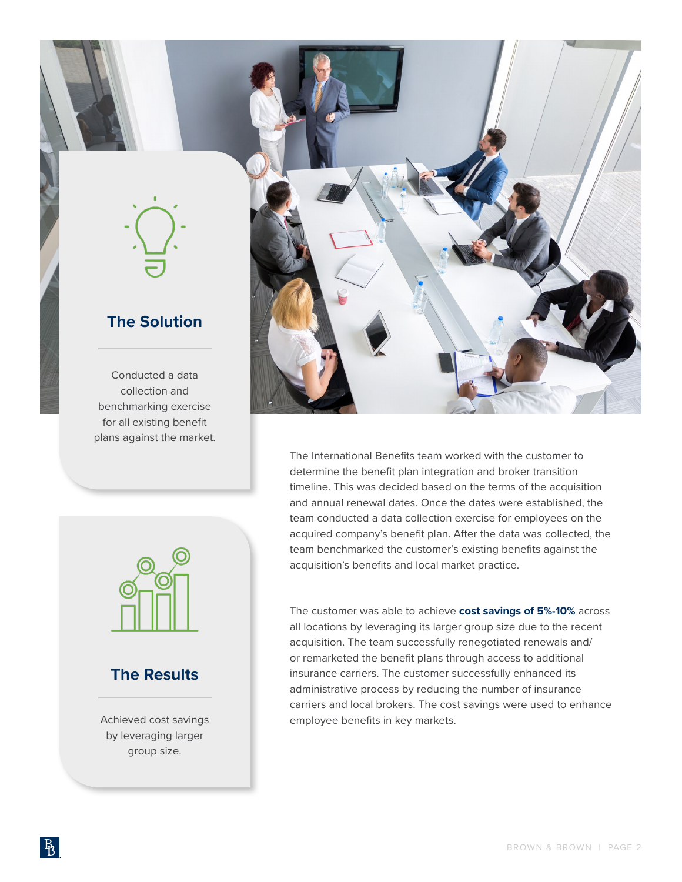## The Solution

Conducted a data collection and benchmarking exercise for all existing benefit plans against the market.

The International Benefits team worked with the customer to determine the benefit plan integration and broker transition timeline. This was decided based on the terms of the acquisition and annual renewal dates. Once the dates were established, the team conducted a data collection exercise for employees on the acquired company's benefit plan. After the data was collected, the team benchmarked the customer's existing benefits against the acquisition's benefits and local market practice.

## The Results

Achieved cost savings by leveraging larger group size.

The customer was able to achieve **cost savings of 5%-10%** across all locations by leveraging its larger group size due to the recent acquisition. The team successfully renegotiated renewals and/or remarketed the benefit plans through access to additional insurance carriers. The customer successfully enhanced its administrative process by reducing the number of insurance carriers and local brokers. The cost savings were used to enhance employee benefits in key markets.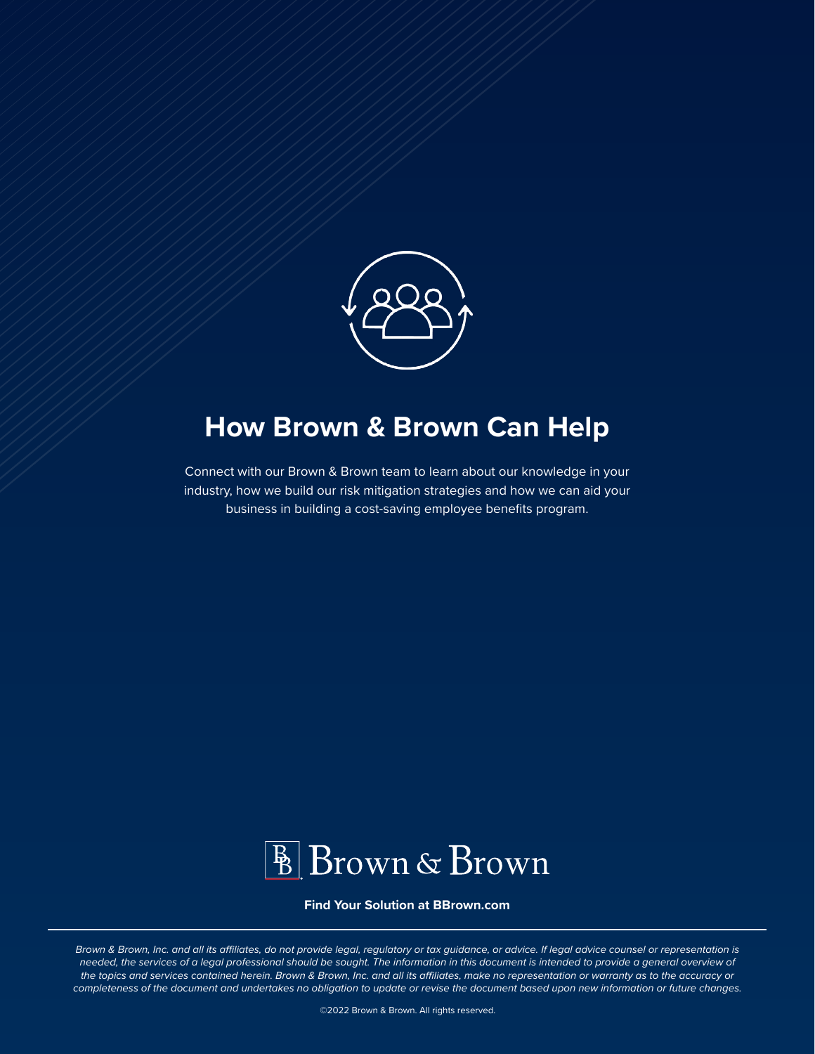# How Brown & Brown Can Help

Connect with our Brown & Brown team to learn about our knowledge in your industry, how we build our risk mitigation strategies and how we can aid your business in building a cost-saving employee benefits program.

Brown & Brown

**Find Your Solution at BBrown.com**

*Brown & Brown, Inc. and all its affiliates, do not provide legal, regulatory or tax guidance, or advice. If legal advice counsel or representation is needed, the services of a legal professional should be sought. The information in this document is intended to provide a general overview of the topics and services contained herein. Brown & Brown, Inc. and all its affiliates, make no representation or warranty as to the accuracy or completeness of the document and undertakes no obligation to update or revise the document based upon new information or future changes.*

©2022 Brown & Brown. All rights reserved.